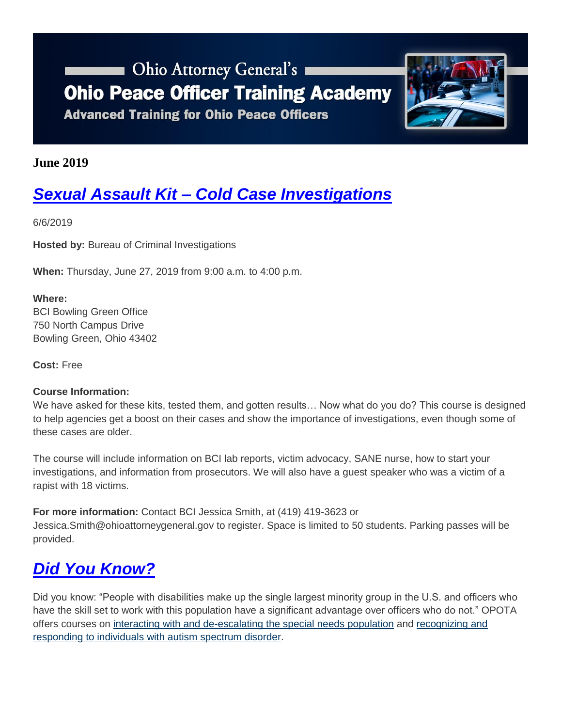Ohio Attorney General's

# Ohio Peace Officer Training Academy

**Advanced Training for Ohio Peace Officers**

**June 2019**

## *Sexual Assault Kit – Cold Case Investigations*

6/6/2019

**Hosted by:** Bureau of Criminal Investigations

**When:** Thursday, June 27, 2019 from 9:00 a.m. to 4:00 p.m.

**Where:**
BCI Bowling Green Office
750 North Campus Drive
Bowling Green, Ohio 43402

**Cost:** Free

**Course Information:**
We have asked for these kits, tested them, and gotten results… Now what do you do? This course is designed to help agencies get a boost on their cases and show the importance of investigations, even though some of these cases are older.

The course will include information on BCI lab reports, victim advocacy, SANE nurse, how to start your investigations, and information from prosecutors. We will also have a guest speaker who was a victim of a rapist with 18 victims.

**For more information:** Contact BCI Jessica Smith, at (419) 419-3623 or Jessica.Smith@ohioattorneygeneral.gov to register. Space is limited to 50 students. Parking passes will be provided.

## *Did You Know?*

Did you know: "People with disabilities make up the single largest minority group in the U.S. and officers who have the skill set to work with this population have a significant advantage over officers who do not." OPOTA offers courses on interacting with and de-escalating the special needs population and recognizing and responding to individuals with autism spectrum disorder.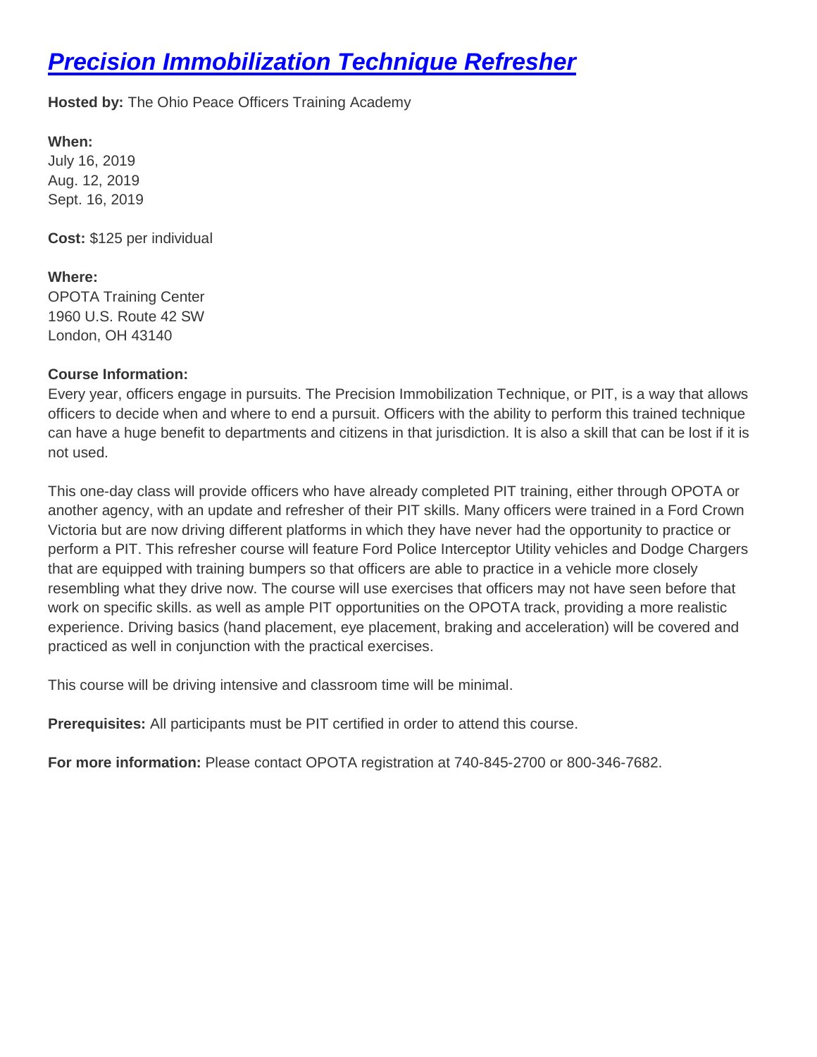# [Precision Immobilization Technique Refresher]

**Hosted by:** The Ohio Peace Officers Training Academy

**When:**
July 16, 2019
Aug. 12, 2019
Sept. 16, 2019

**Cost:** $125 per individual

**Where:**
OPOTA Training Center
1960 U.S. Route 42 SW
London, OH 43140

**Course Information:**
Every year, officers engage in pursuits. The Precision Immobilization Technique, or PIT, is a way that allows officers to decide when and where to end a pursuit. Officers with the ability to perform this trained technique can have a huge benefit to departments and citizens in that jurisdiction. It is also a skill that can be lost if it is not used.

This one-day class will provide officers who have already completed PIT training, either through OPOTA or another agency, with an update and refresher of their PIT skills. Many officers were trained in a Ford Crown Victoria but are now driving different platforms in which they have never had the opportunity to practice or perform a PIT. This refresher course will feature Ford Police Interceptor Utility vehicles and Dodge Chargers that are equipped with training bumpers so that officers are able to practice in a vehicle more closely resembling what they drive now. The course will use exercises that officers may not have seen before that work on specific skills. as well as ample PIT opportunities on the OPOTA track, providing a more realistic experience. Driving basics (hand placement, eye placement, braking and acceleration) will be covered and practiced as well in conjunction with the practical exercises.

This course will be driving intensive and classroom time will be minimal.

**Prerequisites:** All participants must be PIT certified in order to attend this course.

**For more information:** Please contact OPOTA registration at 740-845-2700 or 800-346-7682.